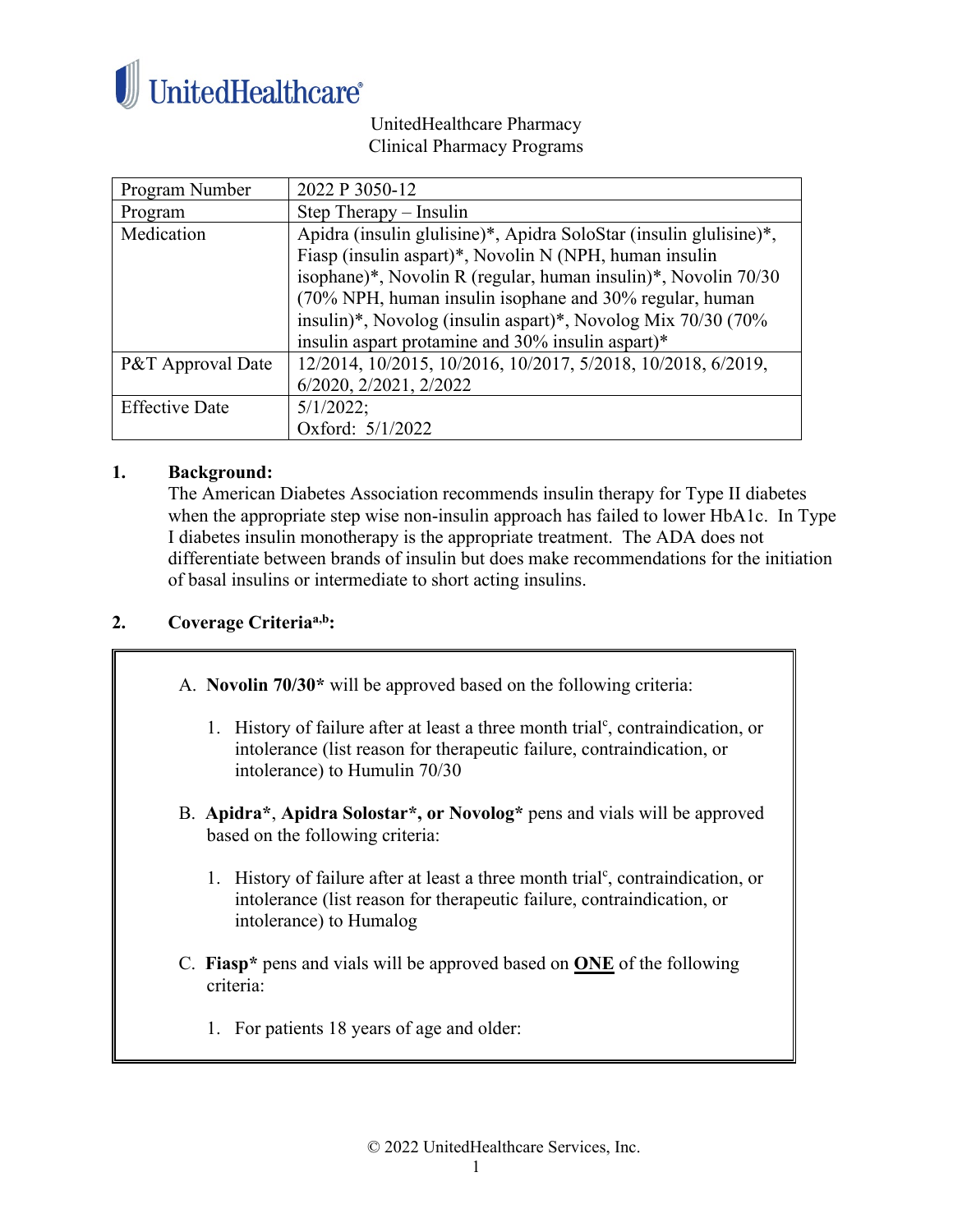UnitedHealthcare

UnitedHealthcare Pharmacy
Clinical Pharmacy Programs

| Program Number | 2022 P 3050-12 |
|---|---|
| Program | Step Therapy – Insulin |
| Medication | Apidra (insulin glulisine)*, Apidra SoloStar (insulin glulisine)*, Fiasp (insulin aspart)*, Novolin N (NPH, human insulin isophane)*, Novolin R (regular, human insulin)*, Novolin 70/30 (70% NPH, human insulin isophane and 30% regular, human insulin)*, Novolog (insulin aspart)*, Novolog Mix 70/30 (70% insulin aspart protamine and 30% insulin aspart)* |
| P&T Approval Date | 12/2014, 10/2015, 10/2016, 10/2017, 5/2018, 10/2018, 6/2019, 6/2020, 2/2021, 2/2022 |
| Effective Date | 5/1/2022; Oxford: 5/1/2022 |

## 1. Background:

The American Diabetes Association recommends insulin therapy for Type II diabetes when the appropriate step wise non-insulin approach has failed to lower HbA1c. In Type I diabetes insulin monotherapy is the appropriate treatment. The ADA does not differentiate between brands of insulin but does make recommendations for the initiation of basal insulins or intermediate to short acting insulins.

## 2. Coverage Criteria[a,b]:

A. **Novolin 70/30*** will be approved based on the following criteria:

1. History of failure after at least a three month trial[c], contraindication, or intolerance (list reason for therapeutic failure, contraindication, or intolerance) to Humulin 70/30

B. **Apidra***, **Apidra Solostar*, or Novolog*** pens and vials will be approved based on the following criteria:

1. History of failure after at least a three month trial[c], contraindication, or intolerance (list reason for therapeutic failure, contraindication, or intolerance) to Humalog

C. **Fiasp*** pens and vials will be approved based on **ONE** of the following criteria:

1. For patients 18 years of age and older: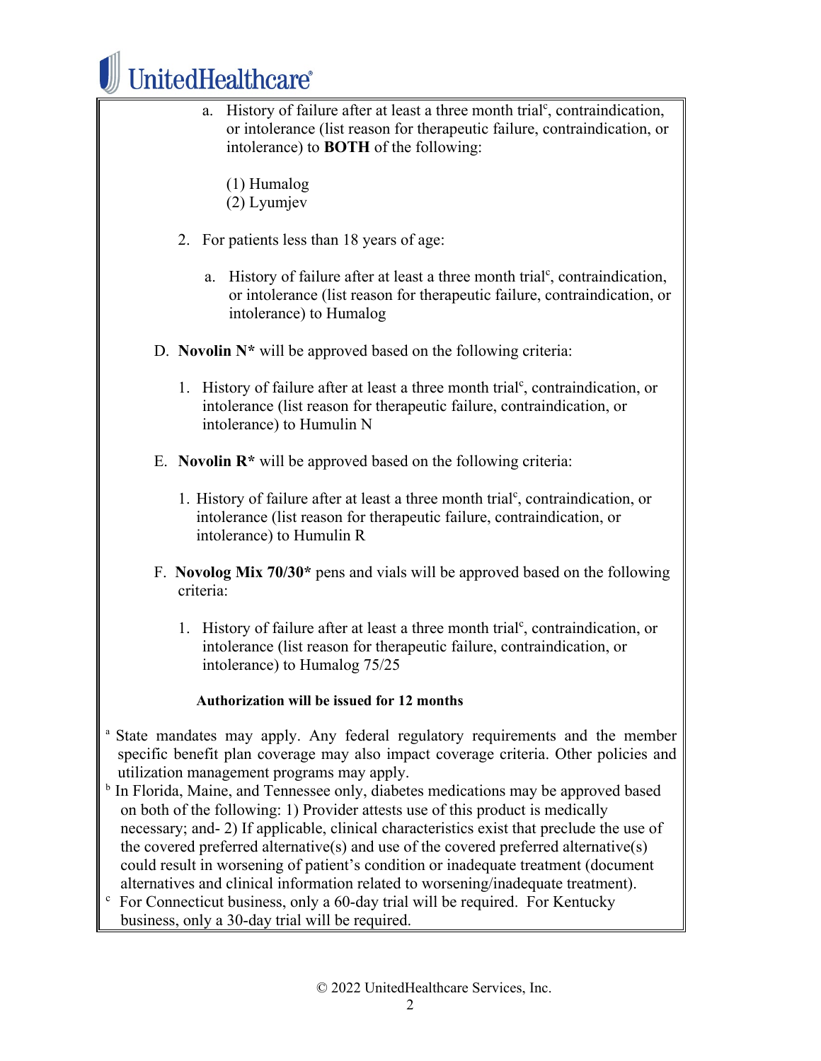a. History of failure after at least a three month trial[c], contraindication, or intolerance (list reason for therapeutic failure, contraindication, or intolerance) to **BOTH** of the following:

   (1) Humalog
   (2) Lyumjev

2. For patients less than 18 years of age:

   a. History of failure after at least a three month trial[c], contraindication, or intolerance (list reason for therapeutic failure, contraindication, or intolerance) to Humalog

D. **Novolin N*** will be approved based on the following criteria:

   1. History of failure after at least a three month trial[c], contraindication, or intolerance (list reason for therapeutic failure, contraindication, or intolerance) to Humulin N

E. **Novolin R*** will be approved based on the following criteria:

   1. History of failure after at least a three month trial[c], contraindication, or intolerance (list reason for therapeutic failure, contraindication, or intolerance) to Humulin R

F. **Novolog Mix 70/30*** pens and vials will be approved based on the following criteria:

   1. History of failure after at least a three month trial[c], contraindication, or intolerance (list reason for therapeutic failure, contraindication, or intolerance) to Humalog 75/25

**Authorization will be issued for 12 months**

[a] State mandates may apply. Any federal regulatory requirements and the member specific benefit plan coverage may also impact coverage criteria. Other policies and utilization management programs may apply.

[b] In Florida, Maine, and Tennessee only, diabetes medications may be approved based on both of the following: 1) Provider attests use of this product is medically necessary; and- 2) If applicable, clinical characteristics exist that preclude the use of the covered preferred alternative(s) and use of the covered preferred alternative(s) could result in worsening of patient's condition or inadequate treatment (document alternatives and clinical information related to worsening/inadequate treatment).

[c] For Connecticut business, only a 60-day trial will be required. For Kentucky business, only a 30-day trial will be required.

© 2022 UnitedHealthcare Services, Inc.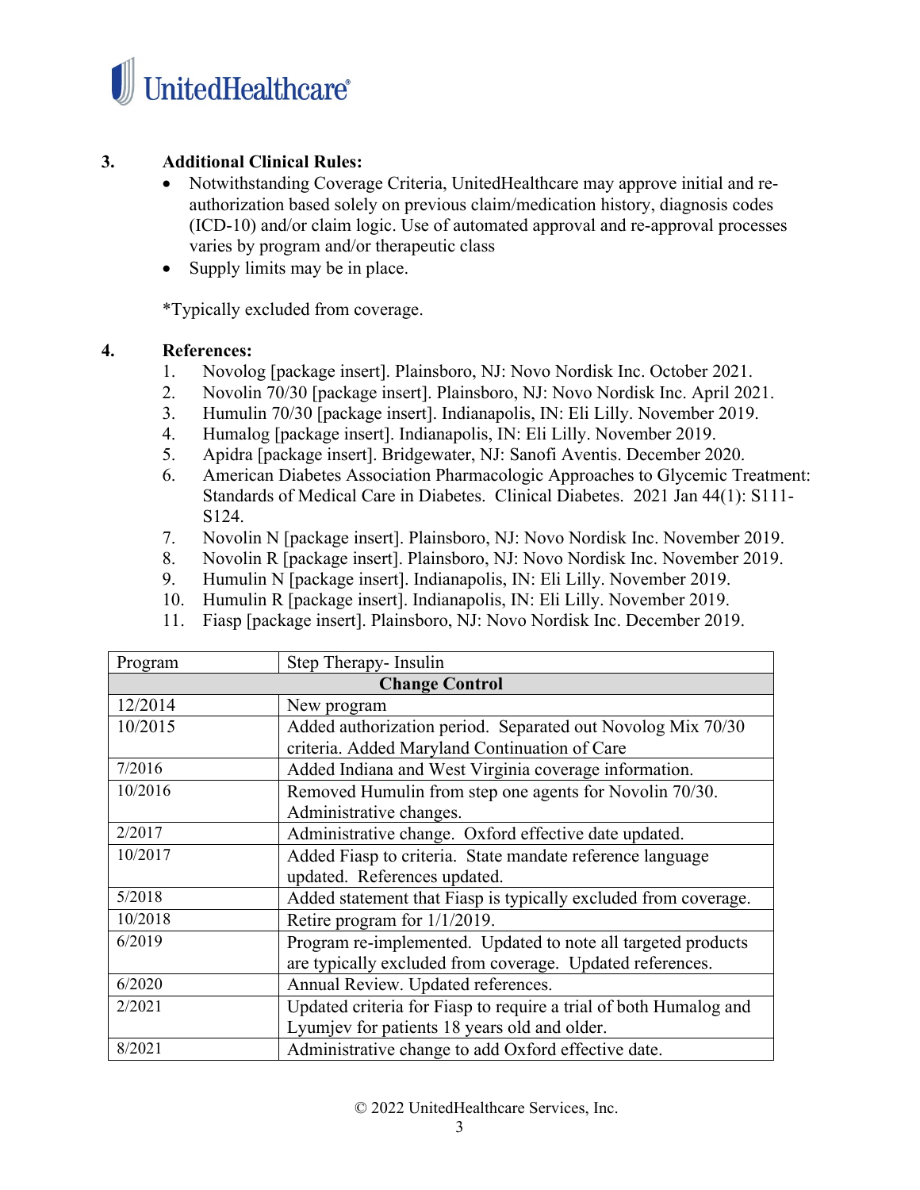## 3. Additional Clinical Rules:

- Notwithstanding Coverage Criteria, UnitedHealthcare may approve initial and re-authorization based solely on previous claim/medication history, diagnosis codes (ICD-10) and/or claim logic. Use of automated approval and re-approval processes varies by program and/or therapeutic class
- Supply limits may be in place.

*Typically excluded from coverage.

## 4. References:

1. Novolog [package insert]. Plainsboro, NJ: Novo Nordisk Inc. October 2021.
2. Novolin 70/30 [package insert]. Plainsboro, NJ: Novo Nordisk Inc. April 2021.
3. Humulin 70/30 [package insert]. Indianapolis, IN: Eli Lilly. November 2019.
4. Humalog [package insert]. Indianapolis, IN: Eli Lilly. November 2019.
5. Apidra [package insert]. Bridgewater, NJ: Sanofi Aventis. December 2020.
6. American Diabetes Association Pharmacologic Approaches to Glycemic Treatment: Standards of Medical Care in Diabetes. Clinical Diabetes. 2021 Jan 44(1): S111-S124.
7. Novolin N [package insert]. Plainsboro, NJ: Novo Nordisk Inc. November 2019.
8. Novolin R [package insert]. Plainsboro, NJ: Novo Nordisk Inc. November 2019.
9. Humulin N [package insert]. Indianapolis, IN: Eli Lilly. November 2019.
10. Humulin R [package insert]. Indianapolis, IN: Eli Lilly. November 2019.
11. Fiasp [package insert]. Plainsboro, NJ: Novo Nordisk Inc. December 2019.

| Program | Step Therapy- Insulin |
|---|---|
| **Change Control** | |
| 12/2014 | New program |
| 10/2015 | Added authorization period. Separated out Novolog Mix 70/30 criteria. Added Maryland Continuation of Care |
| 7/2016 | Added Indiana and West Virginia coverage information. |
| 10/2016 | Removed Humulin from step one agents for Novolin 70/30. Administrative changes. |
| 2/2017 | Administrative change. Oxford effective date updated. |
| 10/2017 | Added Fiasp to criteria. State mandate reference language updated. References updated. |
| 5/2018 | Added statement that Fiasp is typically excluded from coverage. |
| 10/2018 | Retire program for 1/1/2019. |
| 6/2019 | Program re-implemented. Updated to note all targeted products are typically excluded from coverage. Updated references. |
| 6/2020 | Annual Review. Updated references. |
| 2/2021 | Updated criteria for Fiasp to require a trial of both Humalog and Lyumjev for patients 18 years old and older. |
| 8/2021 | Administrative change to add Oxford effective date. |

© 2022 UnitedHealthcare Services, Inc.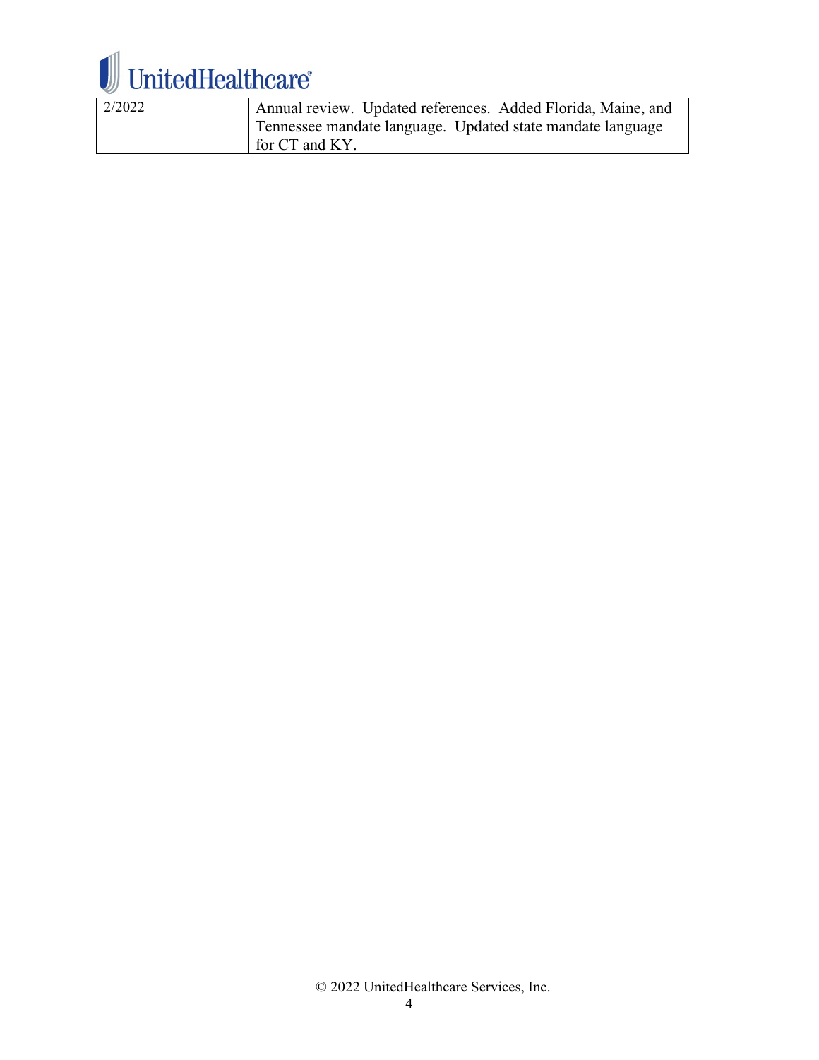| | |
|---|---|
| 2/2022 | Annual review. Updated references. Added Florida, Maine, and Tennessee mandate language. Updated state mandate language for CT and KY. |

© 2022 UnitedHealthcare Services, Inc.